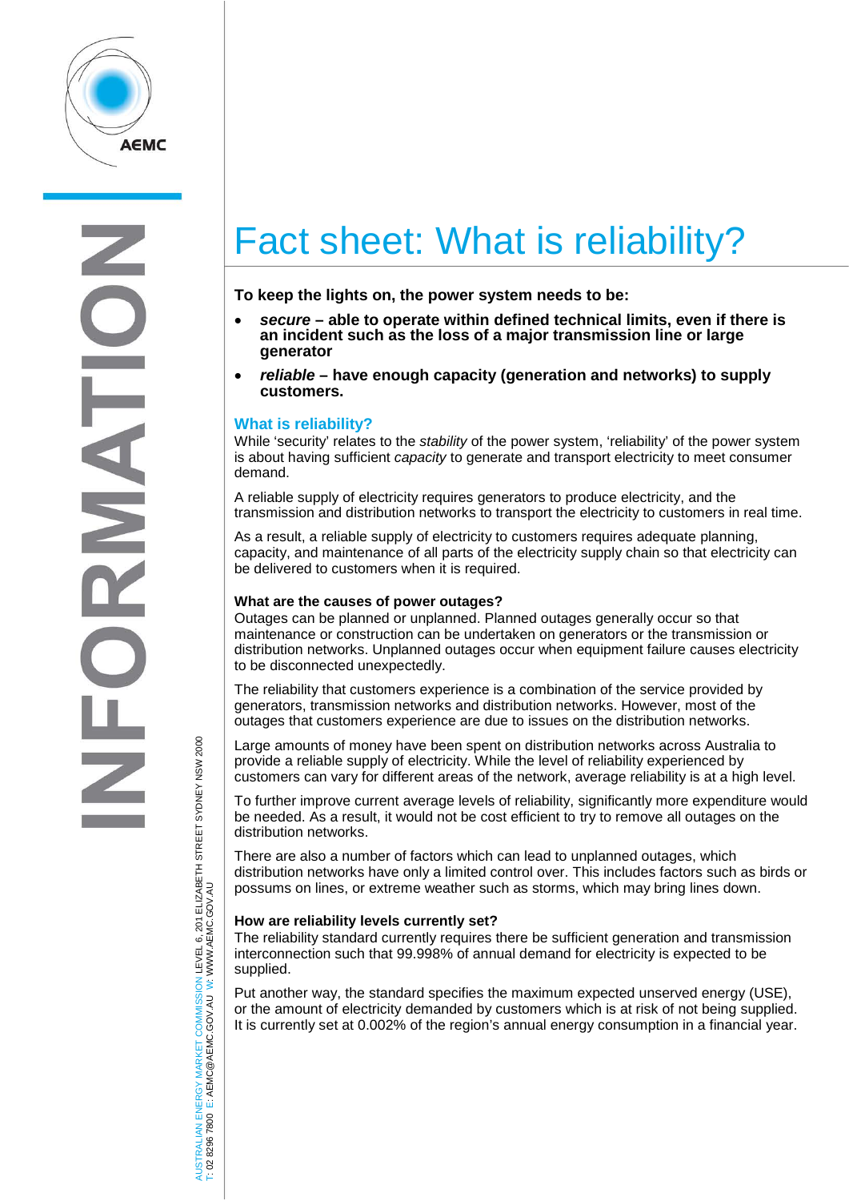# Fact sheet: What is reliability?

**To keep the lights on, the power system needs to be:**

- ***secure* – able to operate within defined technical limits, even if there is an incident such as the loss of a major transmission line or large generator**
- ***reliable* – have enough capacity (generation and networks) to supply customers.**

## What is reliability?

While 'security' relates to the *stability* of the power system, 'reliability' of the power system is about having sufficient *capacity* to generate and transport electricity to meet consumer demand.

A reliable supply of electricity requires generators to produce electricity, and the transmission and distribution networks to transport the electricity to customers in real time.

As a result, a reliable supply of electricity to customers requires adequate planning, capacity, and maintenance of all parts of the electricity supply chain so that electricity can be delivered to customers when it is required.

### What are the causes of power outages?

Outages can be planned or unplanned. Planned outages generally occur so that maintenance or construction can be undertaken on generators or the transmission or distribution networks. Unplanned outages occur when equipment failure causes electricity to be disconnected unexpectedly.

The reliability that customers experience is a combination of the service provided by generators, transmission networks and distribution networks. However, most of the outages that customers experience are due to issues on the distribution networks.

Large amounts of money have been spent on distribution networks across Australia to provide a reliable supply of electricity. While the level of reliability experienced by customers can vary for different areas of the network, average reliability is at a high level.

To further improve current average levels of reliability, significantly more expenditure would be needed. As a result, it would not be cost efficient to try to remove all outages on the distribution networks.

There are also a number of factors which can lead to unplanned outages, which distribution networks have only a limited control over. This includes factors such as birds or possums on lines, or extreme weather such as storms, which may bring lines down.

### How are reliability levels currently set?

The reliability standard currently requires there be sufficient generation and transmission interconnection such that 99.998% of annual demand for electricity is expected to be supplied.

Put another way, the standard specifies the maximum expected unserved energy (USE), or the amount of electricity demanded by customers which is at risk of not being supplied. It is currently set at 0.002% of the region's annual energy consumption in a financial year.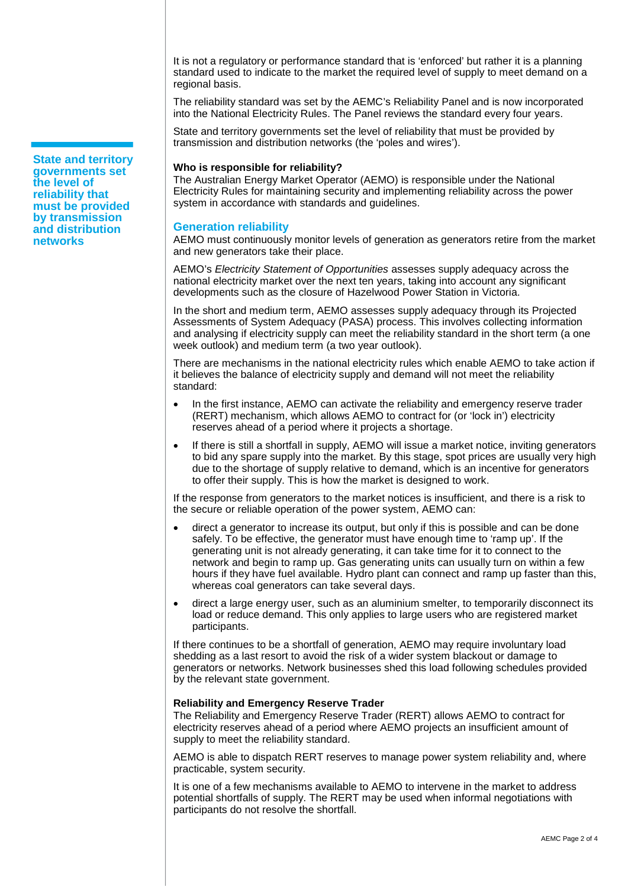It is not a regulatory or performance standard that is 'enforced' but rather it is a planning standard used to indicate to the market the required level of supply to meet demand on a regional basis.

The reliability standard was set by the AEMC's Reliability Panel and is now incorporated into the National Electricity Rules. The Panel reviews the standard every four years.

State and territory governments set the level of reliability that must be provided by transmission and distribution networks (the 'poles and wires').

**State and territory governments set the level of reliability that must be provided by transmission and distribution networks**

**Who is responsible for reliability?**

The Australian Energy Market Operator (AEMO) is responsible under the National Electricity Rules for maintaining security and implementing reliability across the power system in accordance with standards and guidelines.

## Generation reliability

AEMO must continuously monitor levels of generation as generators retire from the market and new generators take their place.

AEMO's *Electricity Statement of Opportunities* assesses supply adequacy across the national electricity market over the next ten years, taking into account any significant developments such as the closure of Hazelwood Power Station in Victoria.

In the short and medium term, AEMO assesses supply adequacy through its Projected Assessments of System Adequacy (PASA) process. This involves collecting information and analysing if electricity supply can meet the reliability standard in the short term (a one week outlook) and medium term (a two year outlook).

There are mechanisms in the national electricity rules which enable AEMO to take action if it believes the balance of electricity supply and demand will not meet the reliability standard:

- In the first instance, AEMO can activate the reliability and emergency reserve trader (RERT) mechanism, which allows AEMO to contract for (or 'lock in') electricity reserves ahead of a period where it projects a shortage.
- If there is still a shortfall in supply, AEMO will issue a market notice, inviting generators to bid any spare supply into the market. By this stage, spot prices are usually very high due to the shortage of supply relative to demand, which is an incentive for generators to offer their supply. This is how the market is designed to work.

If the response from generators to the market notices is insufficient, and there is a risk to the secure or reliable operation of the power system, AEMO can:

- direct a generator to increase its output, but only if this is possible and can be done safely. To be effective, the generator must have enough time to 'ramp up'. If the generating unit is not already generating, it can take time for it to connect to the network and begin to ramp up. Gas generating units can usually turn on within a few hours if they have fuel available. Hydro plant can connect and ramp up faster than this, whereas coal generators can take several days.
- direct a large energy user, such as an aluminium smelter, to temporarily disconnect its load or reduce demand. This only applies to large users who are registered market participants.

If there continues to be a shortfall of generation, AEMO may require involuntary load shedding as a last resort to avoid the risk of a wider system blackout or damage to generators or networks. Network businesses shed this load following schedules provided by the relevant state government.

**Reliability and Emergency Reserve Trader**

The Reliability and Emergency Reserve Trader (RERT) allows AEMO to contract for electricity reserves ahead of a period where AEMO projects an insufficient amount of supply to meet the reliability standard.

AEMO is able to dispatch RERT reserves to manage power system reliability and, where practicable, system security.

It is one of a few mechanisms available to AEMO to intervene in the market to address potential shortfalls of supply. The RERT may be used when informal negotiations with participants do not resolve the shortfall.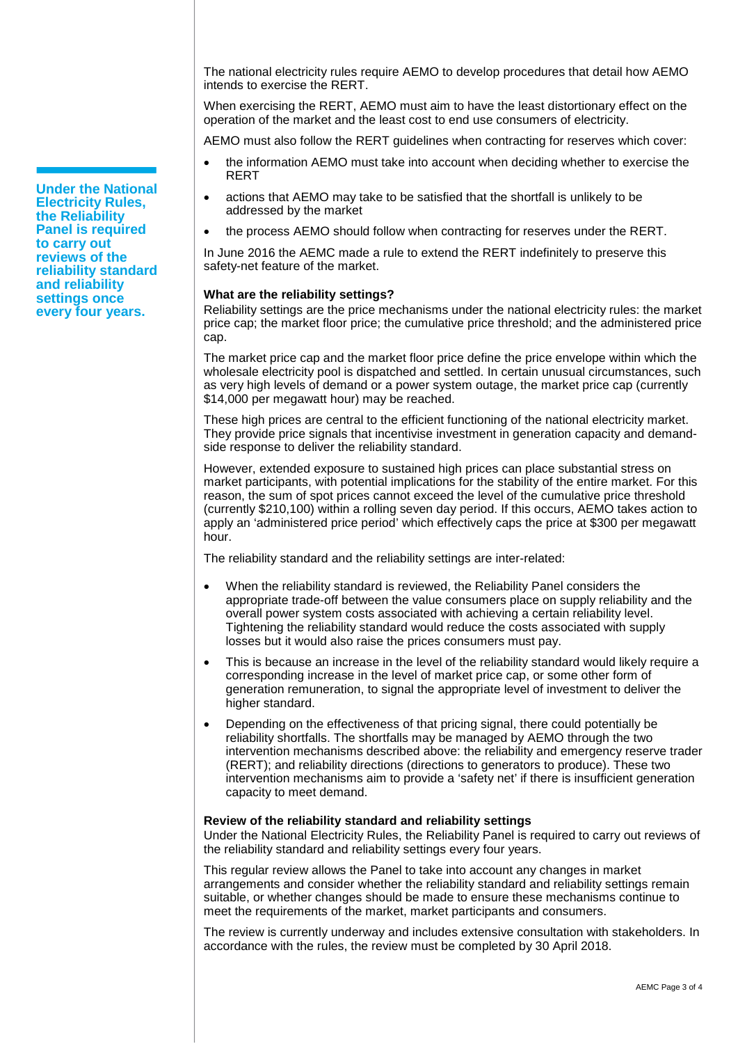The national electricity rules require AEMO to develop procedures that detail how AEMO intends to exercise the RERT.

When exercising the RERT, AEMO must aim to have the least distortionary effect on the operation of the market and the least cost to end use consumers of electricity.

AEMO must also follow the RERT guidelines when contracting for reserves which cover:

- the information AEMO must take into account when deciding whether to exercise the RERT
- actions that AEMO may take to be satisfied that the shortfall is unlikely to be addressed by the market
- the process AEMO should follow when contracting for reserves under the RERT.

In June 2016 the AEMC made a rule to extend the RERT indefinitely to preserve this safety-net feature of the market.

**Under the National Electricity Rules, the Reliability Panel is required to carry out reviews of the reliability standard and reliability settings once every four years.**

**What are the reliability settings?**

Reliability settings are the price mechanisms under the national electricity rules: the market price cap; the market floor price; the cumulative price threshold; and the administered price cap.

The market price cap and the market floor price define the price envelope within which the wholesale electricity pool is dispatched and settled. In certain unusual circumstances, such as very high levels of demand or a power system outage, the market price cap (currently $14,000 per megawatt hour) may be reached.

These high prices are central to the efficient functioning of the national electricity market. They provide price signals that incentivise investment in generation capacity and demand-side response to deliver the reliability standard.

However, extended exposure to sustained high prices can place substantial stress on market participants, with potential implications for the stability of the entire market. For this reason, the sum of spot prices cannot exceed the level of the cumulative price threshold (currently $210,100) within a rolling seven day period. If this occurs, AEMO takes action to apply an 'administered price period' which effectively caps the price at $300 per megawatt hour.

The reliability standard and the reliability settings are inter-related:

- When the reliability standard is reviewed, the Reliability Panel considers the appropriate trade-off between the value consumers place on supply reliability and the overall power system costs associated with achieving a certain reliability level. Tightening the reliability standard would reduce the costs associated with supply losses but it would also raise the prices consumers must pay.
- This is because an increase in the level of the reliability standard would likely require a corresponding increase in the level of market price cap, or some other form of generation remuneration, to signal the appropriate level of investment to deliver the higher standard.
- Depending on the effectiveness of that pricing signal, there could potentially be reliability shortfalls. The shortfalls may be managed by AEMO through the two intervention mechanisms described above: the reliability and emergency reserve trader (RERT); and reliability directions (directions to generators to produce). These two intervention mechanisms aim to provide a 'safety net' if there is insufficient generation capacity to meet demand.

**Review of the reliability standard and reliability settings**

Under the National Electricity Rules, the Reliability Panel is required to carry out reviews of the reliability standard and reliability settings every four years.

This regular review allows the Panel to take into account any changes in market arrangements and consider whether the reliability standard and reliability settings remain suitable, or whether changes should be made to ensure these mechanisms continue to meet the requirements of the market, market participants and consumers.

The review is currently underway and includes extensive consultation with stakeholders. In accordance with the rules, the review must be completed by 30 April 2018.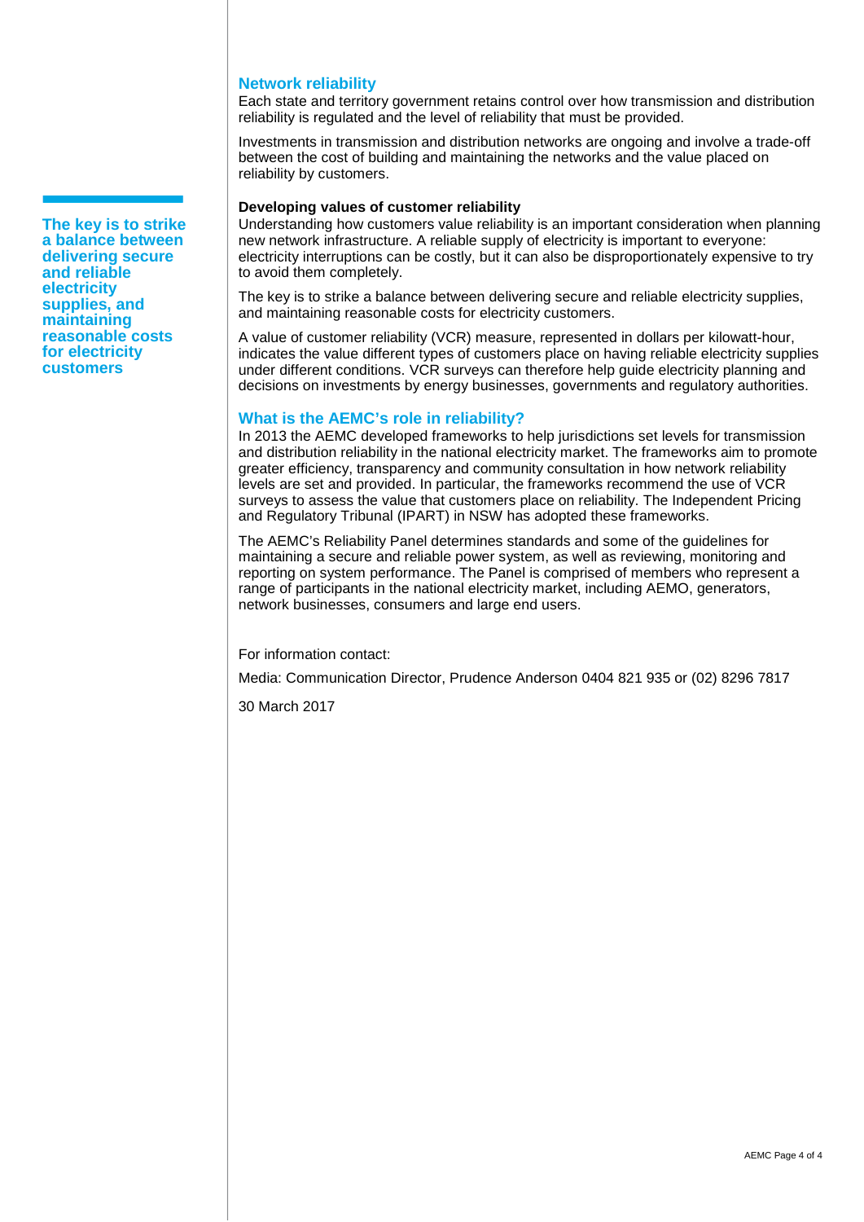## Network reliability

Each state and territory government retains control over how transmission and distribution reliability is regulated and the level of reliability that must be provided.

Investments in transmission and distribution networks are ongoing and involve a trade-off between the cost of building and maintaining the networks and the value placed on reliability by customers.

**Developing values of customer reliability**

Understanding how customers value reliability is an important consideration when planning new network infrastructure. A reliable supply of electricity is important to everyone: electricity interruptions can be costly, but it can also be disproportionately expensive to try to avoid them completely.

**The key is to strike a balance between delivering secure and reliable electricity supplies, and maintaining reasonable costs for electricity customers**

The key is to strike a balance between delivering secure and reliable electricity supplies, and maintaining reasonable costs for electricity customers.

A value of customer reliability (VCR) measure, represented in dollars per kilowatt-hour, indicates the value different types of customers place on having reliable electricity supplies under different conditions. VCR surveys can therefore help guide electricity planning and decisions on investments by energy businesses, governments and regulatory authorities.

## What is the AEMC's role in reliability?

In 2013 the AEMC developed frameworks to help jurisdictions set levels for transmission and distribution reliability in the national electricity market. The frameworks aim to promote greater efficiency, transparency and community consultation in how network reliability levels are set and provided. In particular, the frameworks recommend the use of VCR surveys to assess the value that customers place on reliability. The Independent Pricing and Regulatory Tribunal (IPART) in NSW has adopted these frameworks.

The AEMC's Reliability Panel determines standards and some of the guidelines for maintaining a secure and reliable power system, as well as reviewing, monitoring and reporting on system performance. The Panel is comprised of members who represent a range of participants in the national electricity market, including AEMO, generators, network businesses, consumers and large end users.

For information contact:

Media: Communication Director, Prudence Anderson 0404 821 935 or (02) 8296 7817

30 March 2017